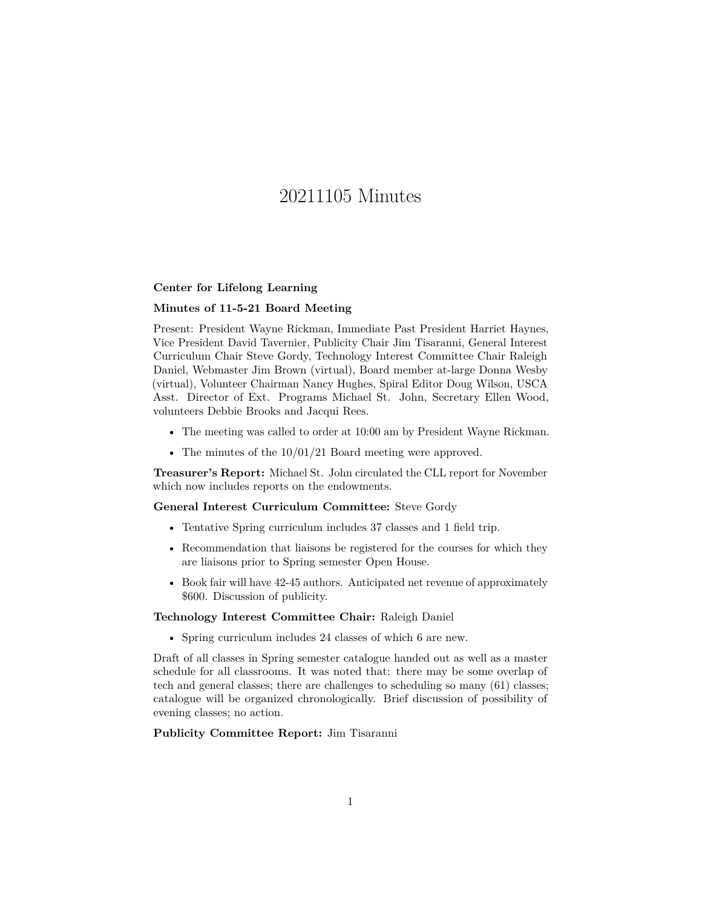# 20211105 Minutes

**Center for Lifelong Learning**

**Minutes of 11-5-21 Board Meeting**

Present: President Wayne Rickman, Immediate Past President Harriet Haynes, Vice President David Tavernier, Publicity Chair Jim Tisaranni, General Interest Curriculum Chair Steve Gordy, Technology Interest Committee Chair Raleigh Daniel, Webmaster Jim Brown (virtual), Board member at-large Donna Wesby (virtual), Volunteer Chairman Nancy Hughes, Spiral Editor Doug Wilson, USCA Asst. Director of Ext. Programs Michael St. John, Secretary Ellen Wood, volunteers Debbie Brooks and Jacqui Rees.

- The meeting was called to order at 10:00 am by President Wayne Rickman.
- The minutes of the 10/01/21 Board meeting were approved.

**Treasurer's Report:** Michael St. John circulated the CLL report for November which now includes reports on the endowments.

**General Interest Curriculum Committee:** Steve Gordy

- Tentative Spring curriculum includes 37 classes and 1 field trip.
- Recommendation that liaisons be registered for the courses for which they are liaisons prior to Spring semester Open House.
- Book fair will have 42-45 authors. Anticipated net revenue of approximately $600. Discussion of publicity.

**Technology Interest Committee Chair:** Raleigh Daniel

- Spring curriculum includes 24 classes of which 6 are new.

Draft of all classes in Spring semester catalogue handed out as well as a master schedule for all classrooms. It was noted that: there may be some overlap of tech and general classes; there are challenges to scheduling so many (61) classes; catalogue will be organized chronologically. Brief discussion of possibility of evening classes; no action.

**Publicity Committee Report:** Jim Tisaranni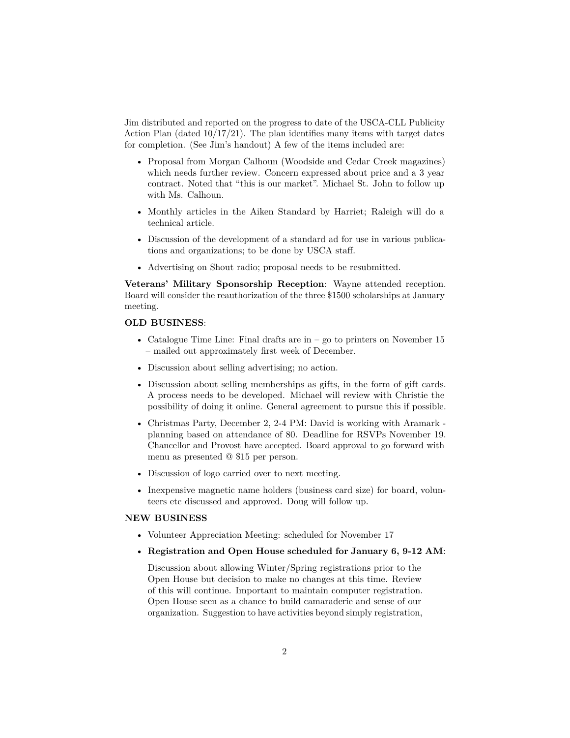Jim distributed and reported on the progress to date of the USCA-CLL Publicity Action Plan (dated 10/17/21). The plan identifies many items with target dates for completion. (See Jim's handout) A few of the items included are:

- Proposal from Morgan Calhoun (Woodside and Cedar Creek magazines) which needs further review. Concern expressed about price and a 3 year contract. Noted that "this is our market". Michael St. John to follow up with Ms. Calhoun.
- Monthly articles in the Aiken Standard by Harriet; Raleigh will do a technical article.
- Discussion of the development of a standard ad for use in various publications and organizations; to be done by USCA staff.
- Advertising on Shout radio; proposal needs to be resubmitted.

**Veterans' Military Sponsorship Reception**: Wayne attended reception. Board will consider the reauthorization of the three $1500 scholarships at January meeting.

**OLD BUSINESS**:

- Catalogue Time Line: Final drafts are in – go to printers on November 15 – mailed out approximately first week of December.
- Discussion about selling advertising; no action.
- Discussion about selling memberships as gifts, in the form of gift cards. A process needs to be developed. Michael will review with Christie the possibility of doing it online. General agreement to pursue this if possible.
- Christmas Party, December 2, 2-4 PM: David is working with Aramark - planning based on attendance of 80. Deadline for RSVPs November 19. Chancellor and Provost have accepted. Board approval to go forward with menu as presented @ $15 per person.
- Discussion of logo carried over to next meeting.
- Inexpensive magnetic name holders (business card size) for board, volunteers etc discussed and approved. Doug will follow up.

**NEW BUSINESS**

- Volunteer Appreciation Meeting: scheduled for November 17
- **Registration and Open House scheduled for January 6, 9-12 AM**:

  Discussion about allowing Winter/Spring registrations prior to the Open House but decision to make no changes at this time. Review of this will continue. Important to maintain computer registration. Open House seen as a chance to build camaraderie and sense of our organization. Suggestion to have activities beyond simply registration,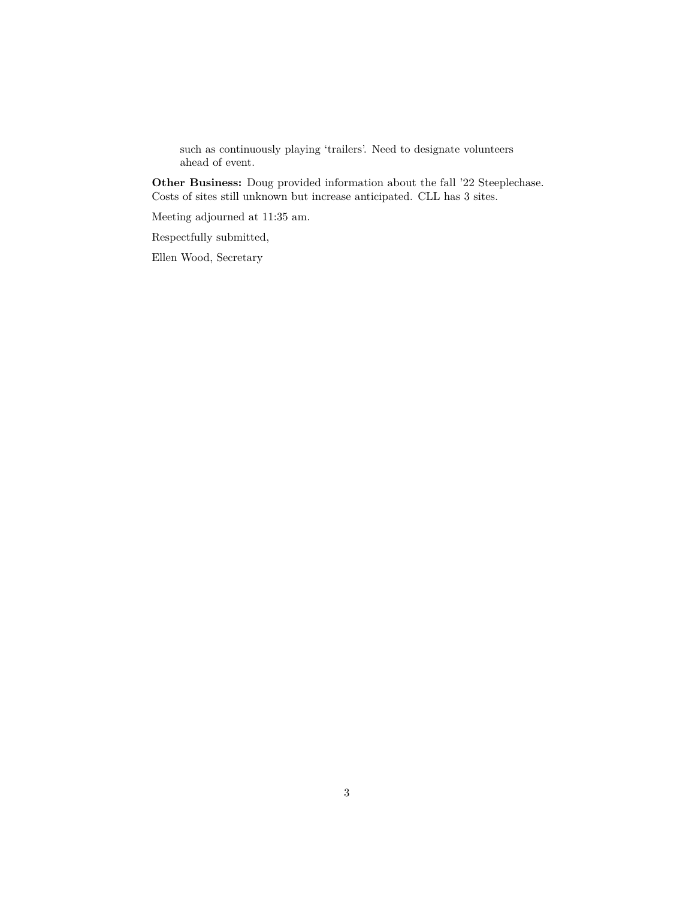such as continuously playing 'trailers'. Need to designate volunteers ahead of event.

**Other Business:** Doug provided information about the fall '22 Steeplechase. Costs of sites still unknown but increase anticipated. CLL has 3 sites.

Meeting adjourned at 11:35 am.

Respectfully submitted,

Ellen Wood, Secretary